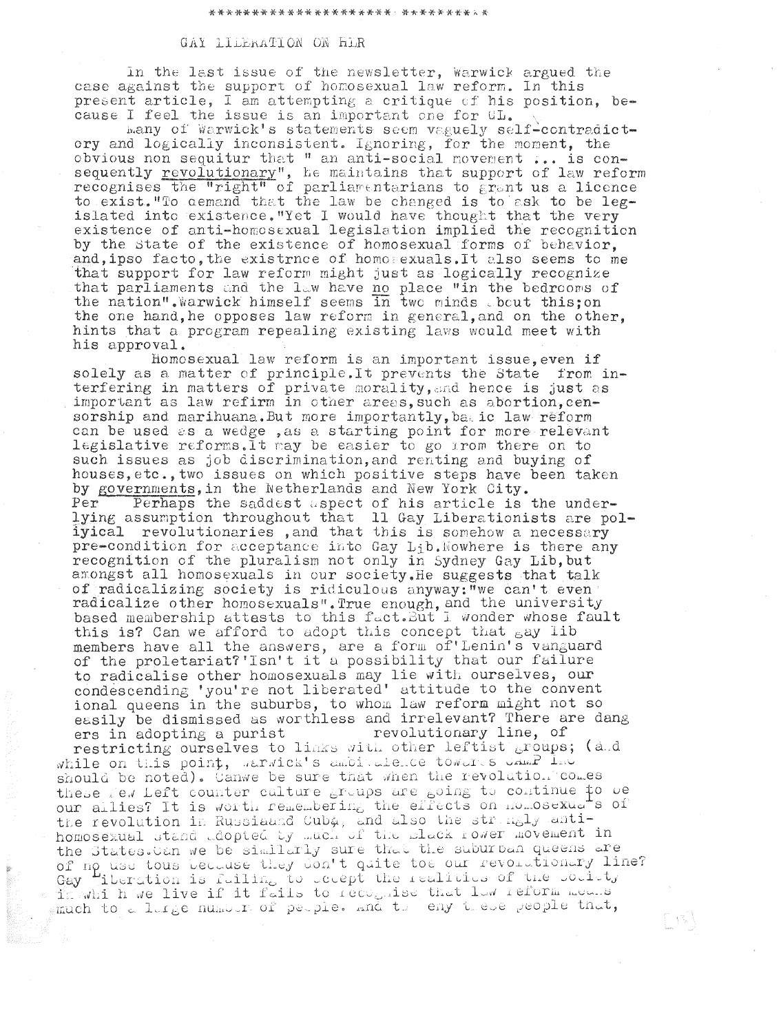## GAY LIBERATION ON HER

In the last issue of the newsletter, Warwick argued the case against the support of homosexual law reform. In this present article, I am attempting a critique of his position, because I feel the issue is an important one for GL.

Many of Warwick's statements seem vaguely self-contradictory and logically inconsistent. Ignoring, for the moment, the obvious non sequitur that " an anti-social movement ... is consequently <u>revolutionary</u>", he maintains that support of law reform recognises the "right" of parliamentarians to grant us a licence to exist."To demand that the law be changed is to ask to be legislated into existence."Yet I would have thought that the very existence of anti-homosexual legislation implied the recognition by the State of the existence of homosexual forms of behavior, and,ipso facto,the existrnce of homosexuals.It also seems to me that support for law reform might just as logically recognize that parliaments and the law have <u>no</u> place "in the bedrooms of the nation".Warwick himself seems in two minds about this;on the one hand,he opposes law reform in general,and on the other, hints that a program repealing existing laws would meet with his approval.

Homosexual law reform is an important issue,even if solely as a matter of principle.It prevents the State from interfering in matters of private morality,and hence is just as important as law refirm in other areas,such as abortion,censorship and marihuana.But more importantly,basic law reform can be used as a wedge ,as a starting point for more relevant legislative reforms.It may be easier to go from there on to such issues as job discrimination,and renting and buying of houses,etc.,two issues on which positive steps have been taken by <u>governments</u>,in the Netherlands and New York City.

Per Perhaps the saddest aspect of his article is the underlying assumption throughout that ll Gay Liberationists are poliyical revolutionaries ,and that this is somehow a necessary pre-condition for acceptance into Gay Lib.Nowhere is there any recognition of the pluralism not only in Sydney Gay Lib,but amongst all homosexuals in our society.He suggests that talk of radicalizing society is ridiculous anyway:"we can't even radicalize other homosexuals".True enough,and the university based membership attests to this fact.But I wonder whose fault this is? Can we afford to adopt this concept that gay lib members have all the answers, are a form of'Lenin's vanguard of the proletariat?'Isn't it a possibility that our failure to radicalise other homosexuals may lie with ourselves, our condescending 'you're not liberated' attitude to the conventional queens in the suburbs, to whom law reform might not so easily be dismissed as worthless and irrelevant? There are dangers in adopting a purist revolutionary line, of restricting ourselves to links with other leftist groups; (and while on this point, Warwick's ambivalence towards CAMP Inc should be noted). Canwe be sure that when the revolution comes these New Left counter culture groups are going to continue to be our allies? It is worth remembering the effects on homosexuals of the revolution in Russiaand Cuba, and also the strongly anti-homosexual stand adopted by much of the Black Power movement in the States.Can we be similarly sure that the suburban queens are of no use tous because they don't quite toe our revolutionary line? Gay Liberation is failing to accept the realities of the society in whi h we live if it fails to recognise that law reform means much to a large number of people. And to deny these people that,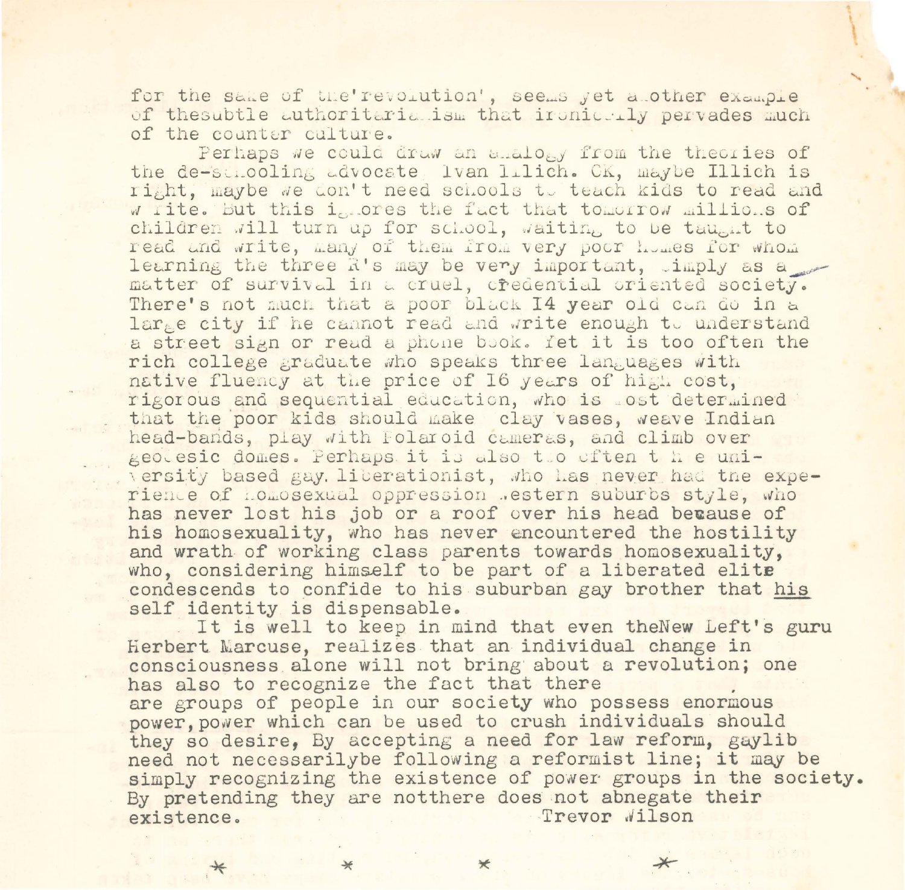for the sake of the 'revolution', seems yet another example of thesubtle authoritarianism that ironically pervades much of the counter culture.

Perhaps we could draw an analogy from the theories of the de-schooling advocate Ivan Illich. OK, maybe Illich is right, maybe we don't need schools to teach kids to read and write. But this ignores the fact that tomorrow millions of children will turn up for school, waiting to be taught to read and write, many of them from very poor homes for whom learning the three R's may be very important, simply as a matter of survival in a cruel, credential oriented society. There's not much that a poor black I4 year old can do in a large city if he cannot read and write enough to understand a street sign or read a phone book. Yet it is too often the rich college graduate who speaks three languages with native fluency at the price of I6 years of high cost, rigorous and sequential education, who is most determined that the poor kids should make clay vases, weave Indian head-bands, play with Polaroid cameras, and climb over geodesic domes. Perhaps it is also too often the university based gay liberationist, who has never had the experience of homosexual oppression western suburbs style, who has never lost his job or a roof over his head because of his homosexuality, who has never encountered the hostility and wrath of working class parents towards homosexuality, who, considering himself to be part of a liberated elite condescends to confide to his suburban gay brother that <u>his</u> self identity is dispensable.

It is well to keep in mind that even theNew Left's guru Herbert Marcuse, realizes that an individual change in consciousness alone will not bring about a revolution; one has also to recognize the fact that there are groups of people in our society who possess enormous power, power which can be used to crush individuals should they so desire, By accepting a need for law reform, gaylib need not necessarilybe following a reformist line; it may be simply recognizing the existence of power groups in the society. By pretending they are notthere does not abnegate their existence.

Trevor Wilson

\* \* \* \*